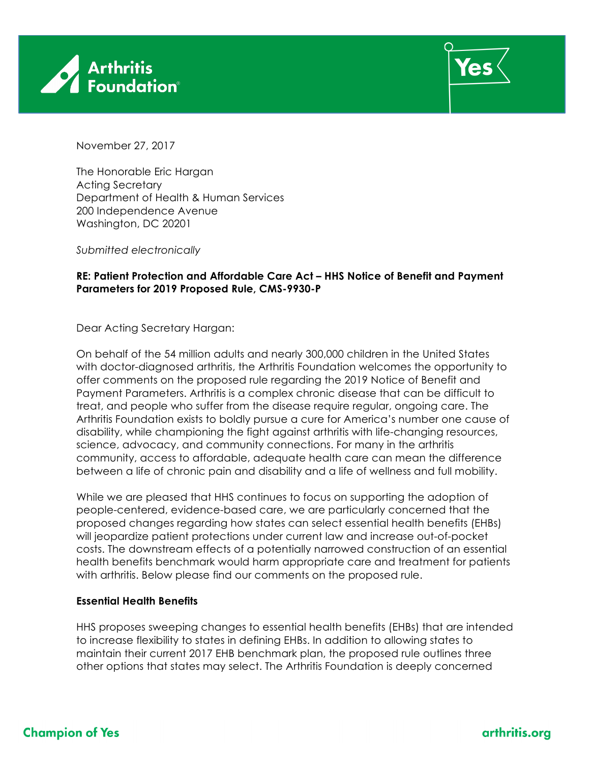November 27, 2017

The Honorable Eric Hargan
Acting Secretary
Department of Health & Human Services
200 Independence Avenue
Washington, DC 20201

*Submitted electronically*

**RE: Patient Protection and Affordable Care Act – HHS Notice of Benefit and Payment Parameters for 2019 Proposed Rule, CMS-9930-P**

Dear Acting Secretary Hargan:

On behalf of the 54 million adults and nearly 300,000 children in the United States with doctor-diagnosed arthritis, the Arthritis Foundation welcomes the opportunity to offer comments on the proposed rule regarding the 2019 Notice of Benefit and Payment Parameters. Arthritis is a complex chronic disease that can be difficult to treat, and people who suffer from the disease require regular, ongoing care. The Arthritis Foundation exists to boldly pursue a cure for America's number one cause of disability, while championing the fight against arthritis with life-changing resources, science, advocacy, and community connections. For many in the arthritis community, access to affordable, adequate health care can mean the difference between a life of chronic pain and disability and a life of wellness and full mobility.

While we are pleased that HHS continues to focus on supporting the adoption of people-centered, evidence-based care, we are particularly concerned that the proposed changes regarding how states can select essential health benefits (EHBs) will jeopardize patient protections under current law and increase out-of-pocket costs. The downstream effects of a potentially narrowed construction of an essential health benefits benchmark would harm appropriate care and treatment for patients with arthritis. Below please find our comments on the proposed rule.

**Essential Health Benefits**

HHS proposes sweeping changes to essential health benefits (EHBs) that are intended to increase flexibility to states in defining EHBs. In addition to allowing states to maintain their current 2017 EHB benchmark plan, the proposed rule outlines three other options that states may select. The Arthritis Foundation is deeply concerned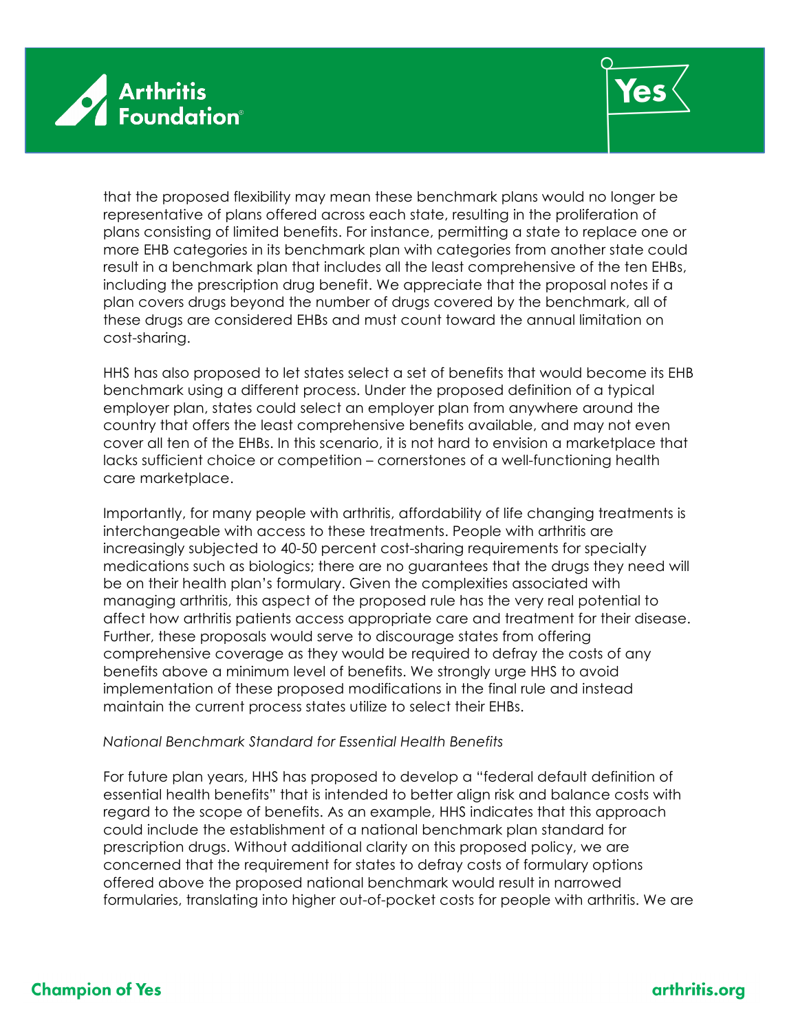that the proposed flexibility may mean these benchmark plans would no longer be representative of plans offered across each state, resulting in the proliferation of plans consisting of limited benefits. For instance, permitting a state to replace one or more EHB categories in its benchmark plan with categories from another state could result in a benchmark plan that includes all the least comprehensive of the ten EHBs, including the prescription drug benefit. We appreciate that the proposal notes if a plan covers drugs beyond the number of drugs covered by the benchmark, all of these drugs are considered EHBs and must count toward the annual limitation on cost-sharing.

HHS has also proposed to let states select a set of benefits that would become its EHB benchmark using a different process. Under the proposed definition of a typical employer plan, states could select an employer plan from anywhere around the country that offers the least comprehensive benefits available, and may not even cover all ten of the EHBs. In this scenario, it is not hard to envision a marketplace that lacks sufficient choice or competition – cornerstones of a well-functioning health care marketplace.

Importantly, for many people with arthritis, affordability of life changing treatments is interchangeable with access to these treatments. People with arthritis are increasingly subjected to 40-50 percent cost-sharing requirements for specialty medications such as biologics; there are no guarantees that the drugs they need will be on their health plan's formulary. Given the complexities associated with managing arthritis, this aspect of the proposed rule has the very real potential to affect how arthritis patients access appropriate care and treatment for their disease. Further, these proposals would serve to discourage states from offering comprehensive coverage as they would be required to defray the costs of any benefits above a minimum level of benefits. We strongly urge HHS to avoid implementation of these proposed modifications in the final rule and instead maintain the current process states utilize to select their EHBs.

*National Benchmark Standard for Essential Health Benefits*

For future plan years, HHS has proposed to develop a "federal default definition of essential health benefits" that is intended to better align risk and balance costs with regard to the scope of benefits. As an example, HHS indicates that this approach could include the establishment of a national benchmark plan standard for prescription drugs. Without additional clarity on this proposed policy, we are concerned that the requirement for states to defray costs of formulary options offered above the proposed national benchmark would result in narrowed formularies, translating into higher out-of-pocket costs for people with arthritis. We are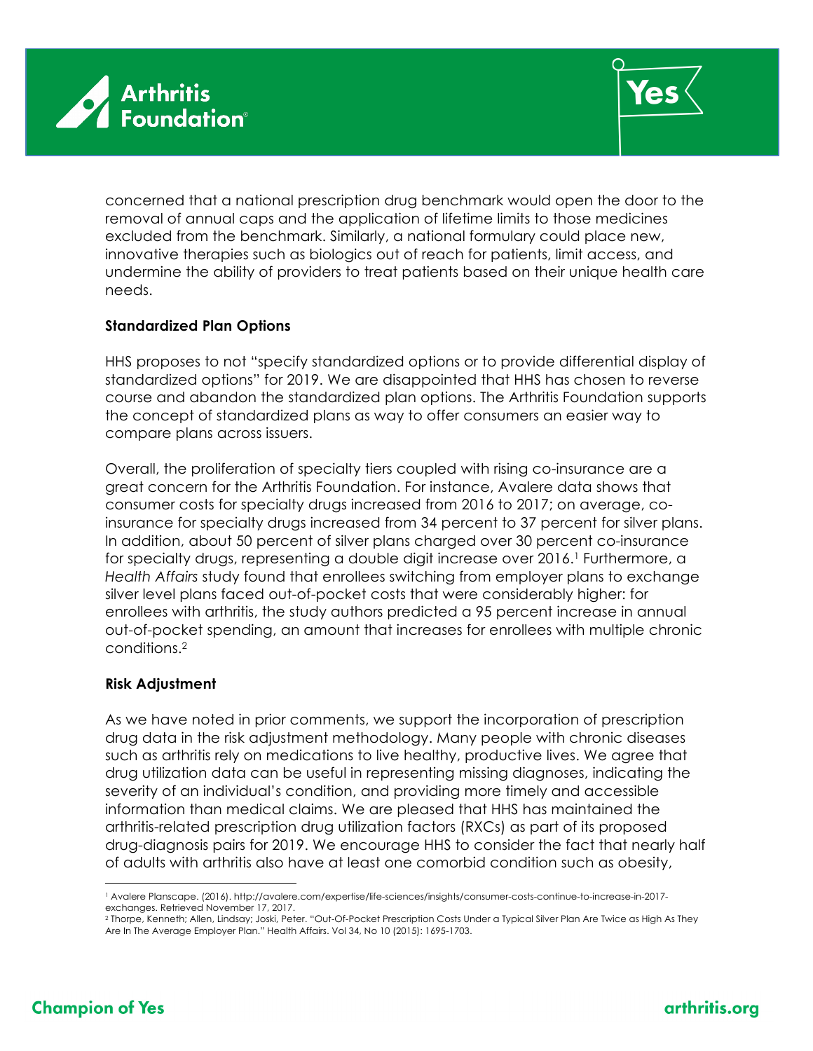concerned that a national prescription drug benchmark would open the door to the removal of annual caps and the application of lifetime limits to those medicines excluded from the benchmark. Similarly, a national formulary could place new, innovative therapies such as biologics out of reach for patients, limit access, and undermine the ability of providers to treat patients based on their unique health care needs.

**Standardized Plan Options**

HHS proposes to not "specify standardized options or to provide differential display of standardized options" for 2019. We are disappointed that HHS has chosen to reverse course and abandon the standardized plan options. The Arthritis Foundation supports the concept of standardized plans as way to offer consumers an easier way to compare plans across issuers.

Overall, the proliferation of specialty tiers coupled with rising co-insurance are a great concern for the Arthritis Foundation. For instance, Avalere data shows that consumer costs for specialty drugs increased from 2016 to 2017; on average, co-insurance for specialty drugs increased from 34 percent to 37 percent for silver plans. In addition, about 50 percent of silver plans charged over 30 percent co-insurance for specialty drugs, representing a double digit increase over 2016.[1] Furthermore, a *Health Affairs* study found that enrollees switching from employer plans to exchange silver level plans faced out-of-pocket costs that were considerably higher: for enrollees with arthritis, the study authors predicted a 95 percent increase in annual out-of-pocket spending, an amount that increases for enrollees with multiple chronic conditions.[2]

**Risk Adjustment**

As we have noted in prior comments, we support the incorporation of prescription drug data in the risk adjustment methodology. Many people with chronic diseases such as arthritis rely on medications to live healthy, productive lives. We agree that drug utilization data can be useful in representing missing diagnoses, indicating the severity of an individual's condition, and providing more timely and accessible information than medical claims. We are pleased that HHS has maintained the arthritis-related prescription drug utilization factors (RXCs) as part of its proposed drug-diagnosis pairs for 2019. We encourage HHS to consider the fact that nearly half of adults with arthritis also have at least one comorbid condition such as obesity,

---

[1] Avalere Planscape. (2016). http://avalere.com/expertise/life-sciences/insights/consumer-costs-continue-to-increase-in-2017-exchanges. Retrieved November 17, 2017.

[2] Thorpe, Kenneth; Allen, Lindsay; Joski, Peter. "Out-Of-Pocket Prescription Costs Under a Typical Silver Plan Are Twice as High As They Are In The Average Employer Plan." Health Affairs. Vol 34, No 10 (2015): 1695-1703.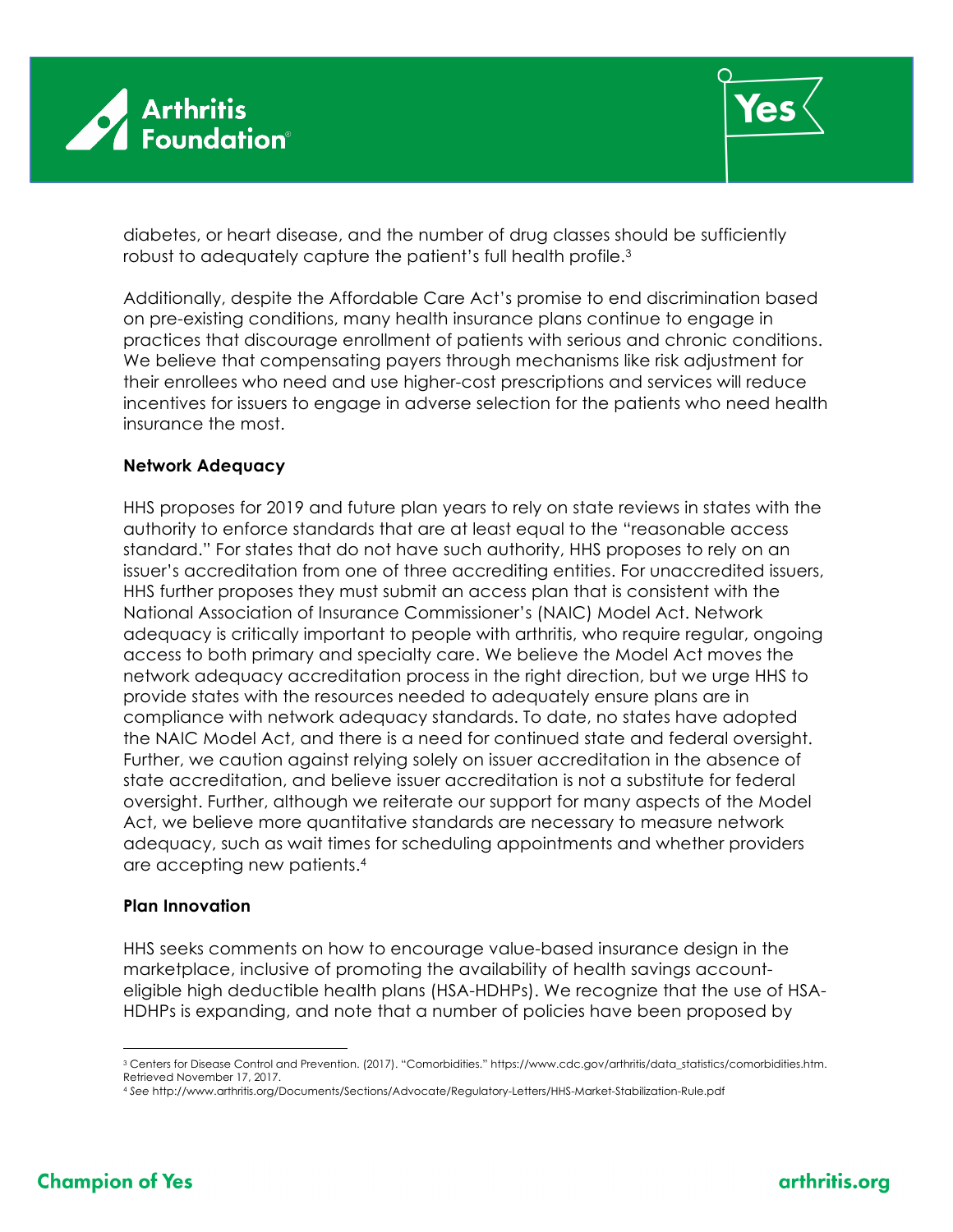diabetes, or heart disease, and the number of drug classes should be sufficiently robust to adequately capture the patient's full health profile.[3]

Additionally, despite the Affordable Care Act's promise to end discrimination based on pre-existing conditions, many health insurance plans continue to engage in practices that discourage enrollment of patients with serious and chronic conditions. We believe that compensating payers through mechanisms like risk adjustment for their enrollees who need and use higher-cost prescriptions and services will reduce incentives for issuers to engage in adverse selection for the patients who need health insurance the most.

**Network Adequacy**

HHS proposes for 2019 and future plan years to rely on state reviews in states with the authority to enforce standards that are at least equal to the "reasonable access standard." For states that do not have such authority, HHS proposes to rely on an issuer's accreditation from one of three accrediting entities. For unaccredited issuers, HHS further proposes they must submit an access plan that is consistent with the National Association of Insurance Commissioner's (NAIC) Model Act. Network adequacy is critically important to people with arthritis, who require regular, ongoing access to both primary and specialty care. We believe the Model Act moves the network adequacy accreditation process in the right direction, but we urge HHS to provide states with the resources needed to adequately ensure plans are in compliance with network adequacy standards. To date, no states have adopted the NAIC Model Act, and there is a need for continued state and federal oversight. Further, we caution against relying solely on issuer accreditation in the absence of state accreditation, and believe issuer accreditation is not a substitute for federal oversight. Further, although we reiterate our support for many aspects of the Model Act, we believe more quantitative standards are necessary to measure network adequacy, such as wait times for scheduling appointments and whether providers are accepting new patients.[4]

**Plan Innovation**

HHS seeks comments on how to encourage value-based insurance design in the marketplace, inclusive of promoting the availability of health savings account-eligible high deductible health plans (HSA-HDHPs). We recognize that the use of HSA-HDHPs is expanding, and note that a number of policies have been proposed by

---

[3] Centers for Disease Control and Prevention. (2017). "Comorbidities." https://www.cdc.gov/arthritis/data_statistics/comorbidities.htm. Retrieved November 17, 2017.

[4] *See* http://www.arthritis.org/Documents/Sections/Advocate/Regulatory-Letters/HHS-Market-Stabilization-Rule.pdf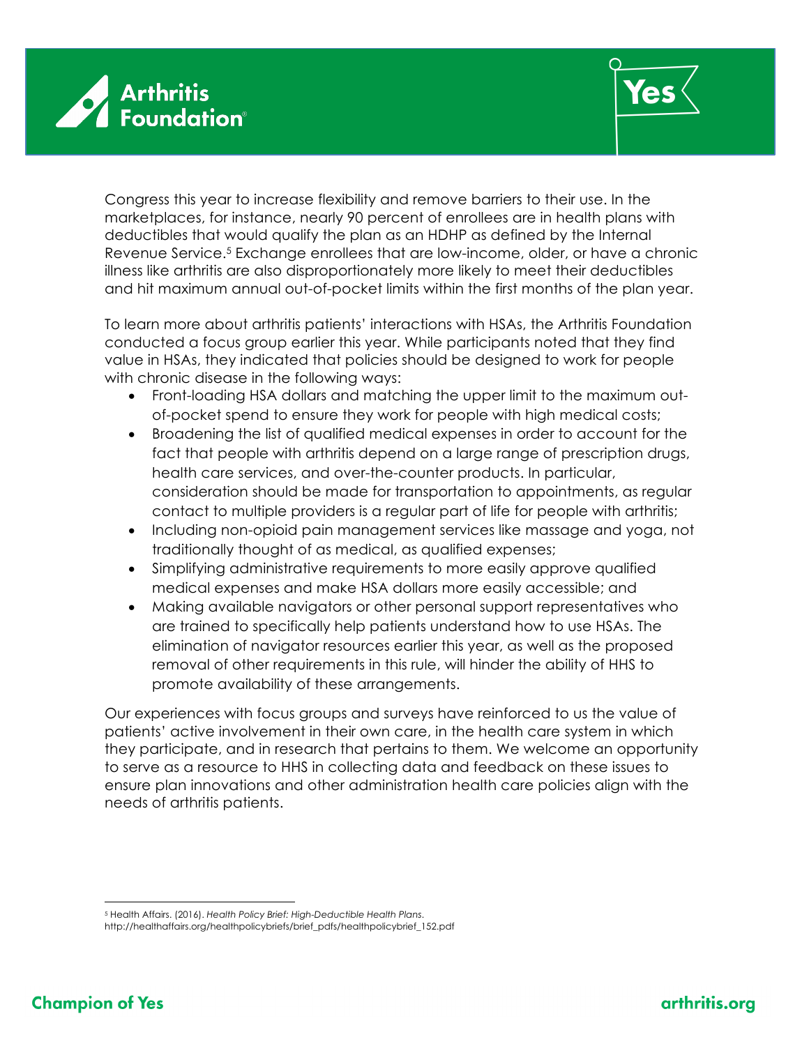Congress this year to increase flexibility and remove barriers to their use. In the marketplaces, for instance, nearly 90 percent of enrollees are in health plans with deductibles that would qualify the plan as an HDHP as defined by the Internal Revenue Service.[5] Exchange enrollees that are low-income, older, or have a chronic illness like arthritis are also disproportionately more likely to meet their deductibles and hit maximum annual out-of-pocket limits within the first months of the plan year.

To learn more about arthritis patients' interactions with HSAs, the Arthritis Foundation conducted a focus group earlier this year. While participants noted that they find value in HSAs, they indicated that policies should be designed to work for people with chronic disease in the following ways:

- Front-loading HSA dollars and matching the upper limit to the maximum out-of-pocket spend to ensure they work for people with high medical costs;
- Broadening the list of qualified medical expenses in order to account for the fact that people with arthritis depend on a large range of prescription drugs, health care services, and over-the-counter products. In particular, consideration should be made for transportation to appointments, as regular contact to multiple providers is a regular part of life for people with arthritis;
- Including non-opioid pain management services like massage and yoga, not traditionally thought of as medical, as qualified expenses;
- Simplifying administrative requirements to more easily approve qualified medical expenses and make HSA dollars more easily accessible; and
- Making available navigators or other personal support representatives who are trained to specifically help patients understand how to use HSAs. The elimination of navigator resources earlier this year, as well as the proposed removal of other requirements in this rule, will hinder the ability of HHS to promote availability of these arrangements.

Our experiences with focus groups and surveys have reinforced to us the value of patients' active involvement in their own care, in the health care system in which they participate, and in research that pertains to them. We welcome an opportunity to serve as a resource to HHS in collecting data and feedback on these issues to ensure plan innovations and other administration health care policies align with the needs of arthritis patients.

---

[5] Health Affairs. (2016). *Health Policy Brief: High-Deductible Health Plans*. http://healthaffairs.org/healthpolicybriefs/brief_pdfs/healthpolicybrief_152.pdf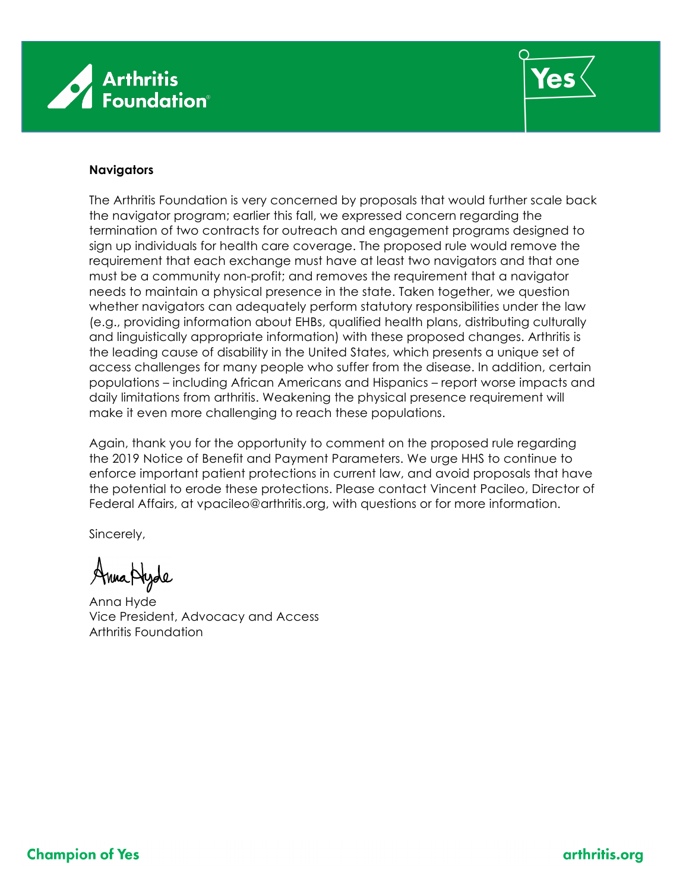**Navigators**

The Arthritis Foundation is very concerned by proposals that would further scale back the navigator program; earlier this fall, we expressed concern regarding the termination of two contracts for outreach and engagement programs designed to sign up individuals for health care coverage. The proposed rule would remove the requirement that each exchange must have at least two navigators and that one must be a community non-profit; and removes the requirement that a navigator needs to maintain a physical presence in the state. Taken together, we question whether navigators can adequately perform statutory responsibilities under the law (e.g., providing information about EHBs, qualified health plans, distributing culturally and linguistically appropriate information) with these proposed changes. Arthritis is the leading cause of disability in the United States, which presents a unique set of access challenges for many people who suffer from the disease. In addition, certain populations – including African Americans and Hispanics – report worse impacts and daily limitations from arthritis. Weakening the physical presence requirement will make it even more challenging to reach these populations.

Again, thank you for the opportunity to comment on the proposed rule regarding the 2019 Notice of Benefit and Payment Parameters. We urge HHS to continue to enforce important patient protections in current law, and avoid proposals that have the potential to erode these protections. Please contact Vincent Pacileo, Director of Federal Affairs, at vpacileo@arthritis.org, with questions or for more information.

Sincerely,

Anna Hyde

Anna Hyde
Vice President, Advocacy and Access
Arthritis Foundation